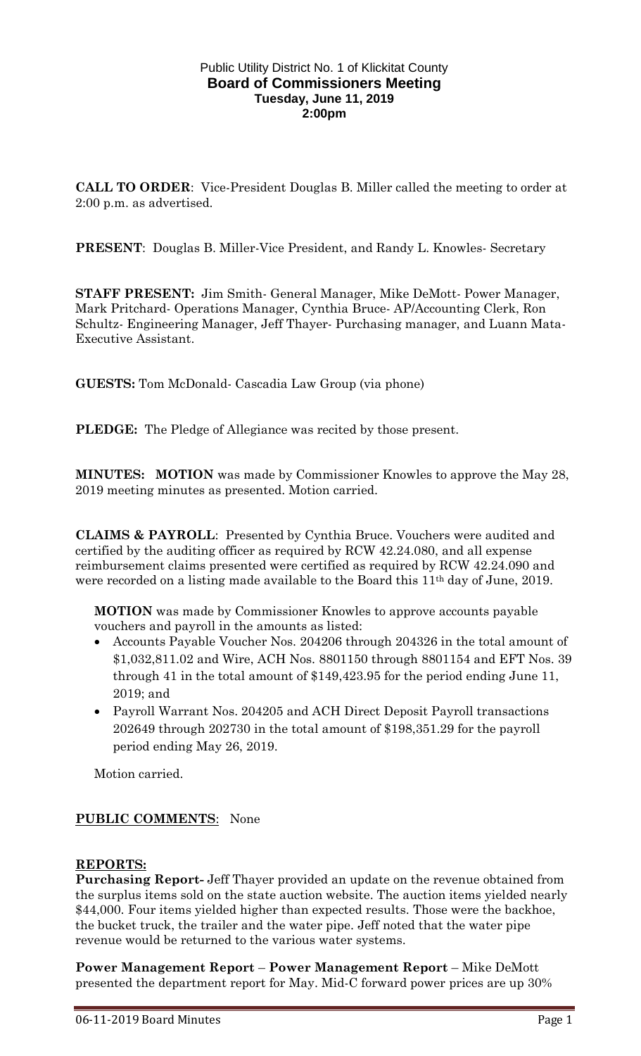Public Utility District No. 1 of Klickitat County
**Board of Commissioners Meeting**
**Tuesday, June 11, 2019**
**2:00pm**

**CALL TO ORDER**: Vice-President Douglas B. Miller called the meeting to order at 2:00 p.m. as advertised.

**PRESENT**: Douglas B. Miller-Vice President, and Randy L. Knowles- Secretary

**STAFF PRESENT:** Jim Smith- General Manager, Mike DeMott- Power Manager, Mark Pritchard- Operations Manager, Cynthia Bruce- AP/Accounting Clerk, Ron Schultz- Engineering Manager, Jeff Thayer- Purchasing manager, and Luann Mata-Executive Assistant.

**GUESTS:** Tom McDonald- Cascadia Law Group (via phone)

**PLEDGE:** The Pledge of Allegiance was recited by those present.

**MINUTES: MOTION** was made by Commissioner Knowles to approve the May 28, 2019 meeting minutes as presented. Motion carried.

**CLAIMS & PAYROLL**: Presented by Cynthia Bruce. Vouchers were audited and certified by the auditing officer as required by RCW 42.24.080, and all expense reimbursement claims presented were certified as required by RCW 42.24.090 and were recorded on a listing made available to the Board this 11th day of June, 2019.

**MOTION** was made by Commissioner Knowles to approve accounts payable vouchers and payroll in the amounts as listed:

- Accounts Payable Voucher Nos. 204206 through 204326 in the total amount of $1,032,811.02 and Wire, ACH Nos. 8801150 through 8801154 and EFT Nos. 39 through 41 in the total amount of $149,423.95 for the period ending June 11, 2019; and
- Payroll Warrant Nos. 204205 and ACH Direct Deposit Payroll transactions 202649 through 202730 in the total amount of $198,351.29 for the payroll period ending May 26, 2019.

Motion carried.

**PUBLIC COMMENTS**: None

**REPORTS:**

**Purchasing Report-** Jeff Thayer provided an update on the revenue obtained from the surplus items sold on the state auction website. The auction items yielded nearly $44,000. Four items yielded higher than expected results. Those were the backhoe, the bucket truck, the trailer and the water pipe. Jeff noted that the water pipe revenue would be returned to the various water systems.

**Power Management Report** – **Power Management Report** – Mike DeMott presented the department report for May. Mid-C forward power prices are up 30%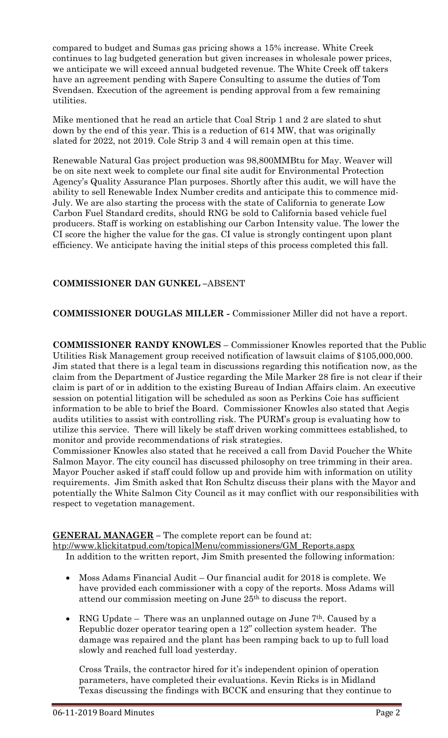compared to budget and Sumas gas pricing shows a 15% increase. White Creek continues to lag budgeted generation but given increases in wholesale power prices, we anticipate we will exceed annual budgeted revenue. The White Creek off takers have an agreement pending with Sapere Consulting to assume the duties of Tom Svendsen. Execution of the agreement is pending approval from a few remaining utilities.

Mike mentioned that he read an article that Coal Strip 1 and 2 are slated to shut down by the end of this year. This is a reduction of 614 MW, that was originally slated for 2022, not 2019. Cole Strip 3 and 4 will remain open at this time.

Renewable Natural Gas project production was 98,800MMBtu for May. Weaver will be on site next week to complete our final site audit for Environmental Protection Agency's Quality Assurance Plan purposes. Shortly after this audit, we will have the ability to sell Renewable Index Number credits and anticipate this to commence mid-July. We are also starting the process with the state of California to generate Low Carbon Fuel Standard credits, should RNG be sold to California based vehicle fuel producers. Staff is working on establishing our Carbon Intensity value. The lower the CI score the higher the value for the gas. CI value is strongly contingent upon plant efficiency. We anticipate having the initial steps of this process completed this fall.

**COMMISSIONER DAN GUNKEL** –ABSENT

**COMMISSIONER DOUGLAS MILLER -** Commissioner Miller did not have a report.

**COMMISSIONER RANDY KNOWLES** – Commissioner Knowles reported that the Public Utilities Risk Management group received notification of lawsuit claims of $105,000,000. Jim stated that there is a legal team in discussions regarding this notification now, as the claim from the Department of Justice regarding the Mile Marker 28 fire is not clear if their claim is part of or in addition to the existing Bureau of Indian Affairs claim. An executive session on potential litigation will be scheduled as soon as Perkins Coie has sufficient information to be able to brief the Board. Commissioner Knowles also stated that Aegis audits utilities to assist with controlling risk. The PURM's group is evaluating how to utilize this service. There will likely be staff driven working committees established, to monitor and provide recommendations of risk strategies.
Commissioner Knowles also stated that he received a call from David Poucher the White Salmon Mayor. The city council has discussed philosophy on tree trimming in their area. Mayor Poucher asked if staff could follow up and provide him with information on utility requirements. Jim Smith asked that Ron Schultz discuss their plans with the Mayor and potentially the White Salmon City Council as it may conflict with our responsibilities with respect to vegetation management.

**GENERAL MANAGER –** The complete report can be found at:
htp://www.klickitatpud.com/topicalMenu/commissioners/GM_Reports.aspx
In addition to the written report, Jim Smith presented the following information:

- Moss Adams Financial Audit – Our financial audit for 2018 is complete. We have provided each commissioner with a copy of the reports. Moss Adams will attend our commission meeting on June 25th to discuss the report.
- RNG Update – There was an unplanned outage on June 7th. Caused by a Republic dozer operator tearing open a 12" collection system header. The damage was repaired and the plant has been ramping back to up to full load slowly and reached full load yesterday.

  Cross Trails, the contractor hired for it's independent opinion of operation parameters, have completed their evaluations. Kevin Ricks is in Midland Texas discussing the findings with BCCK and ensuring that they continue to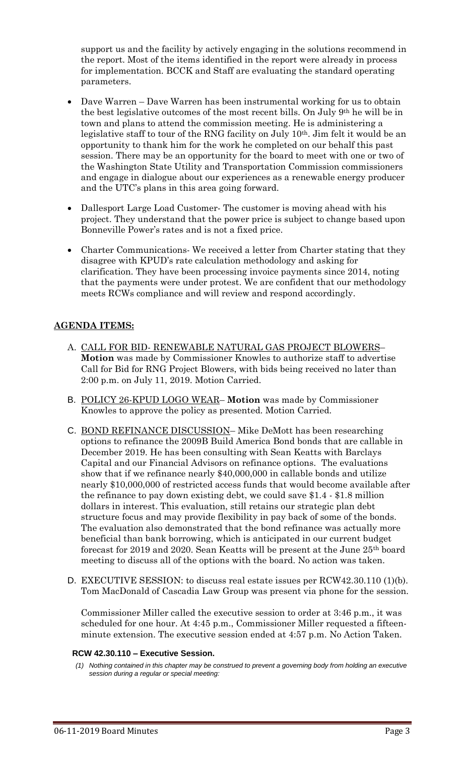support us and the facility by actively engaging in the solutions recommend in the report. Most of the items identified in the report were already in process for implementation. BCCK and Staff are evaluating the standard operating parameters.

- Dave Warren – Dave Warren has been instrumental working for us to obtain the best legislative outcomes of the most recent bills. On July 9th he will be in town and plans to attend the commission meeting. He is administering a legislative staff to tour of the RNG facility on July 10th. Jim felt it would be an opportunity to thank him for the work he completed on our behalf this past session. There may be an opportunity for the board to meet with one or two of the Washington State Utility and Transportation Commission commissioners and engage in dialogue about our experiences as a renewable energy producer and the UTC's plans in this area going forward.
- Dallesport Large Load Customer- The customer is moving ahead with his project. They understand that the power price is subject to change based upon Bonneville Power's rates and is not a fixed price.
- Charter Communications- We received a letter from Charter stating that they disagree with KPUD's rate calculation methodology and asking for clarification. They have been processing invoice payments since 2014, noting that the payments were under protest. We are confident that our methodology meets RCWs compliance and will review and respond accordingly.

## AGENDA ITEMS:

A. CALL FOR BID- RENEWABLE NATURAL GAS PROJECT BLOWERS– **Motion** was made by Commissioner Knowles to authorize staff to advertise Call for Bid for RNG Project Blowers, with bids being received no later than 2:00 p.m. on July 11, 2019. Motion Carried.

B. POLICY 26-KPUD LOGO WEAR– **Motion** was made by Commissioner Knowles to approve the policy as presented. Motion Carried.

C. BOND REFINANCE DISCUSSION– Mike DeMott has been researching options to refinance the 2009B Build America Bond bonds that are callable in December 2019. He has been consulting with Sean Keatts with Barclays Capital and our Financial Advisors on refinance options. The evaluations show that if we refinance nearly $40,000,000 in callable bonds and utilize nearly $10,000,000 of restricted access funds that would become available after the refinance to pay down existing debt, we could save $1.4 - $1.8 million dollars in interest. This evaluation, still retains our strategic plan debt structure focus and may provide flexibility in pay back of some of the bonds. The evaluation also demonstrated that the bond refinance was actually more beneficial than bank borrowing, which is anticipated in our current budget forecast for 2019 and 2020. Sean Keatts will be present at the June 25th board meeting to discuss all of the options with the board. No action was taken.

D. EXECUTIVE SESSION: to discuss real estate issues per RCW42.30.110 (1)(b). Tom MacDonald of Cascadia Law Group was present via phone for the session.

   Commissioner Miller called the executive session to order at 3:46 p.m., it was scheduled for one hour. At 4:45 p.m., Commissioner Miller requested a fifteen-minute extension. The executive session ended at 4:57 p.m. No Action Taken.

**RCW 42.30.110 – Executive Session.**

*(1) Nothing contained in this chapter may be construed to prevent a governing body from holding an executive session during a regular or special meeting:*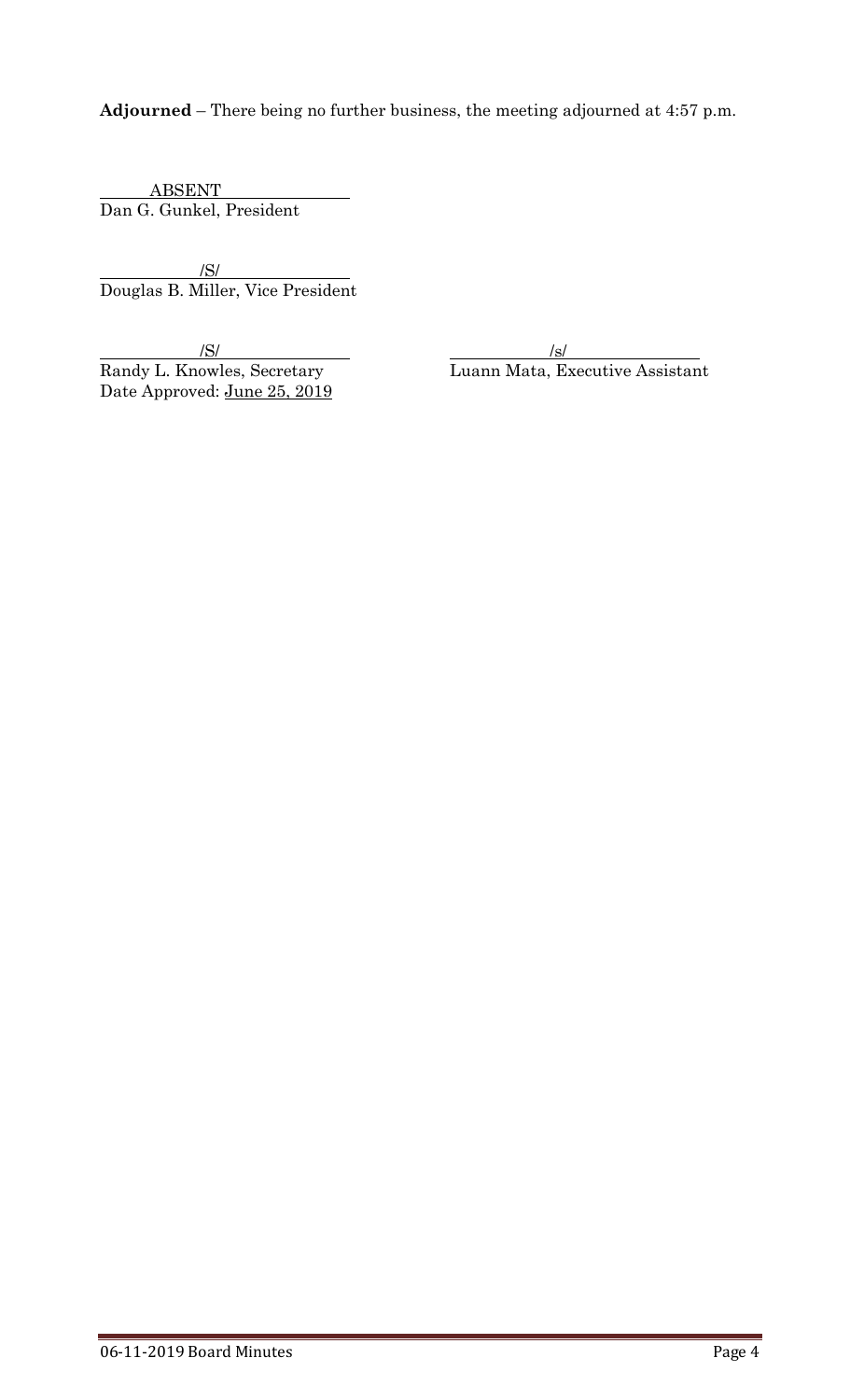**Adjourned** – There being no further business, the meeting adjourned at 4:57 p.m.

ABSENT
Dan G. Gunkel, President

/S/
Douglas B. Miller, Vice President

/S/
Randy L. Knowles, Secretary
Date Approved: June 25, 2019

/s/
Luann Mata, Executive Assistant